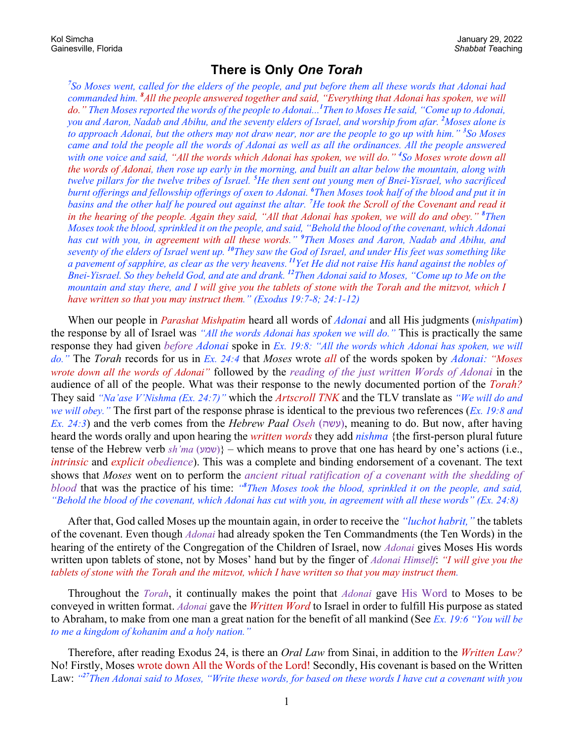Kol Simcha
Gainesville, Florida

January 29, 2022
*Shabbat* Teaching

# There is Only *One Torah*

*[7]So Moses went, called for the elders of the people, and put before them all these words that Adonai had commanded him. [8]All the people answered together and said, "Everything that Adonai has spoken, we will do." Then Moses reported the words of the people to Adonai...[1]Then to Moses He said, "Come up to Adonai, you and Aaron, Nadab and Abihu, and the seventy elders of Israel, and worship from afar. [2]Moses alone is to approach Adonai, but the others may not draw near, nor are the people to go up with him." [3]So Moses came and told the people all the words of Adonai as well as all the ordinances. All the people answered with one voice and said, "All the words which Adonai has spoken, we will do." [4]So Moses wrote down all the words of Adonai, then rose up early in the morning, and built an altar below the mountain, along with twelve pillars for the twelve tribes of Israel. [5]He then sent out young men of Bnei-Yisrael, who sacrificed burnt offerings and fellowship offerings of oxen to Adonai. [6]Then Moses took half of the blood and put it in basins and the other half he poured out against the altar. [7]He took the Scroll of the Covenant and read it in the hearing of the people. Again they said, "All that Adonai has spoken, we will do and obey." [8]Then Moses took the blood, sprinkled it on the people, and said, "Behold the blood of the covenant, which Adonai has cut with you, in agreement with all these words." [9]Then Moses and Aaron, Nadab and Abihu, and seventy of the elders of Israel went up. [10]They saw the God of Israel, and under His feet was something like a pavement of sapphire, as clear as the very heavens. [11]Yet He did not raise His hand against the nobles of Bnei-Yisrael. So they beheld God, and ate and drank. [12]Then Adonai said to Moses, "Come up to Me on the mountain and stay there, and I will give you the tablets of stone with the Torah and the mitzvot, which I have written so that you may instruct them." (Exodus 19:7-8; 24:1-12)*

When our people in *Parashat Mishpatim* heard all words of *Adonai* and all His judgments (*mishpatim*) the response by all of Israel was *"All the words Adonai has spoken we will do."* This is practically the same response they had given *before Adonai* spoke in *Ex. 19:8: "All the words which Adonai has spoken, we will do."* The *Torah* records for us in *Ex. 24:4* that *Moses* wrote *all* of the words spoken by *Adonai: "Moses wrote down all the words of Adonai"* followed by the *reading of the just written Words of Adonai* in the audience of all of the people. What was their response to the newly documented portion of the *Torah?* They said *"Na'ase V'Nishma (Ex. 24:7)"* which the *Artscroll TNK* and the TLV translate as *"We will do and we will obey."* The first part of the response phrase is identical to the previous two references (*Ex. 19:8 and Ex. 24:3*) and the verb comes from the *Hebrew Paal Oseh* (עשה), meaning to do. But now, after having heard the words orally and upon hearing the *written words* they add *nishma* {the first-person plural future tense of the Hebrew verb *sh'ma* (שמע)} – which means to prove that one has heard by one's actions (i.e., *intrinsic* and *explicit obedience*). This was a complete and binding endorsement of a covenant. The text shows that *Moses* went on to perform the *ancient ritual ratification of a covenant with the shedding of blood* that was the practice of his time: *"[8]Then Moses took the blood, sprinkled it on the people, and said, "Behold the blood of the covenant, which Adonai has cut with you, in agreement with all these words" (Ex. 24:8)*

After that, God called Moses up the mountain again, in order to receive the *"luchot habrit,"* the tablets of the covenant. Even though *Adonai* had already spoken the Ten Commandments (the Ten Words) in the hearing of the entirety of the Congregation of the Children of Israel, now *Adonai* gives Moses His words written upon tablets of stone, not by Moses' hand but by the finger of *Adonai Himself*: *"I will give you the tablets of stone with the Torah and the mitzvot, which I have written so that you may instruct them.*

Throughout the *Torah*, it continually makes the point that *Adonai* gave His Word to Moses to be conveyed in written format. *Adonai* gave the *Written Word* to Israel in order to fulfill His purpose as stated to Abraham, to make from one man a great nation for the benefit of all mankind (See *Ex. 19:6 "You will be to me a kingdom of kohanim and a holy nation."*

Therefore, after reading Exodus 24, is there an *Oral Law* from Sinai, in addition to the *Written Law?* No! Firstly, Moses wrote down All the Words of the Lord! Secondly, His covenant is based on the Written Law: *"[27]Then Adonai said to Moses, "Write these words, for based on these words I have cut a covenant with you*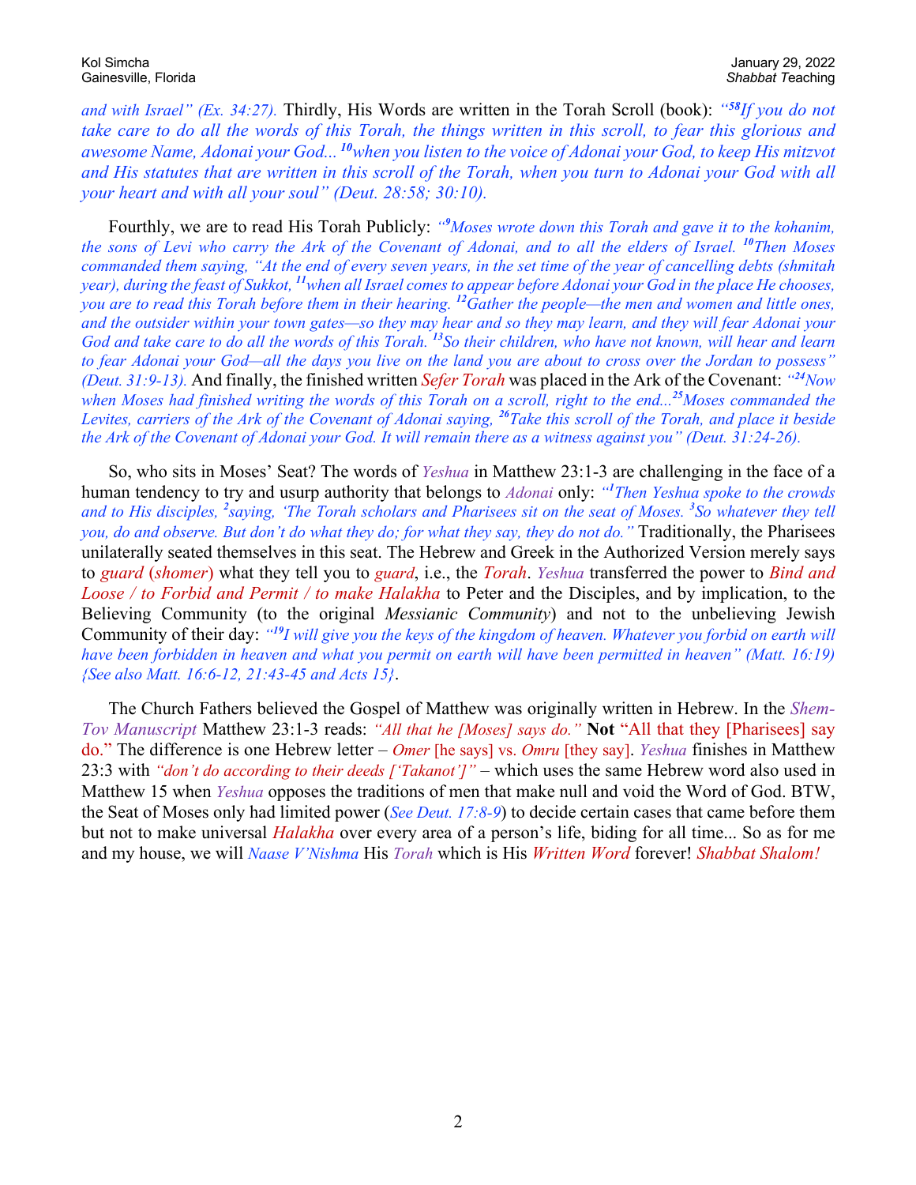*and with Israel" (Ex. 34:27).* Thirdly, His Words are written in the Torah Scroll (book): *"[58]If you do not take care to do all the words of this Torah, the things written in this scroll, to fear this glorious and awesome Name, Adonai your God... [10]when you listen to the voice of Adonai your God, to keep His mitzvot and His statutes that are written in this scroll of the Torah, when you turn to Adonai your God with all your heart and with all your soul" (Deut. 28:58; 30:10).*

Fourthly, we are to read His Torah Publicly: *"[9]Moses wrote down this Torah and gave it to the kohanim, the sons of Levi who carry the Ark of the Covenant of Adonai, and to all the elders of Israel. [10]Then Moses commanded them saying, "At the end of every seven years, in the set time of the year of cancelling debts (shmitah year), during the feast of Sukkot, [11]when all Israel comes to appear before Adonai your God in the place He chooses, you are to read this Torah before them in their hearing. [12]Gather the people—the men and women and little ones, and the outsider within your town gates—so they may hear and so they may learn, and they will fear Adonai your God and take care to do all the words of this Torah. [13]So their children, who have not known, will hear and learn to fear Adonai your God—all the days you live on the land you are about to cross over the Jordan to possess" (Deut. 31:9-13).* And finally, the finished written *Sefer Torah* was placed in the Ark of the Covenant: *"[24]Now when Moses had finished writing the words of this Torah on a scroll, right to the end...[25]Moses commanded the Levites, carriers of the Ark of the Covenant of Adonai saying, [26]Take this scroll of the Torah, and place it beside the Ark of the Covenant of Adonai your God. It will remain there as a witness against you" (Deut. 31:24-26).*

So, who sits in Moses' Seat? The words of *Yeshua* in Matthew 23:1-3 are challenging in the face of a human tendency to try and usurp authority that belongs to *Adonai* only: *"[1]Then Yeshua spoke to the crowds and to His disciples, [2]saying, 'The Torah scholars and Pharisees sit on the seat of Moses. [3]So whatever they tell you, do and observe. But don't do what they do; for what they say, they do not do."* Traditionally, the Pharisees unilaterally seated themselves in this seat. The Hebrew and Greek in the Authorized Version merely says to *guard* (*shomer*) what they tell you to *guard*, i.e., the *Torah*. *Yeshua* transferred the power to *Bind and Loose / to Forbid and Permit / to make Halakha* to Peter and the Disciples, and by implication, to the Believing Community (to the original *Messianic Community*) and not to the unbelieving Jewish Community of their day: *"[19]I will give you the keys of the kingdom of heaven. Whatever you forbid on earth will have been forbidden in heaven and what you permit on earth will have been permitted in heaven" (Matt. 16:19) {See also Matt. 16:6-12, 21:43-45 and Acts 15}*.

The Church Fathers believed the Gospel of Matthew was originally written in Hebrew. In the *Shem-Tov Manuscript* Matthew 23:1-3 reads: *"All that he [Moses] says do."* **Not** "All that they [Pharisees] say do." The difference is one Hebrew letter – *Omer* [he says] vs. *Omru* [they say]. *Yeshua* finishes in Matthew 23:3 with *"don't do according to their deeds ['Takanot']"* – which uses the same Hebrew word also used in Matthew 15 when *Yeshua* opposes the traditions of men that make null and void the Word of God. BTW, the Seat of Moses only had limited power (*See Deut. 17:8-9*) to decide certain cases that came before them but not to make universal *Halakha* over every area of a person's life, biding for all time... So as for me and my house, we will *Naase V'Nishma* His *Torah* which is His *Written Word* forever! *Shabbat Shalom!*